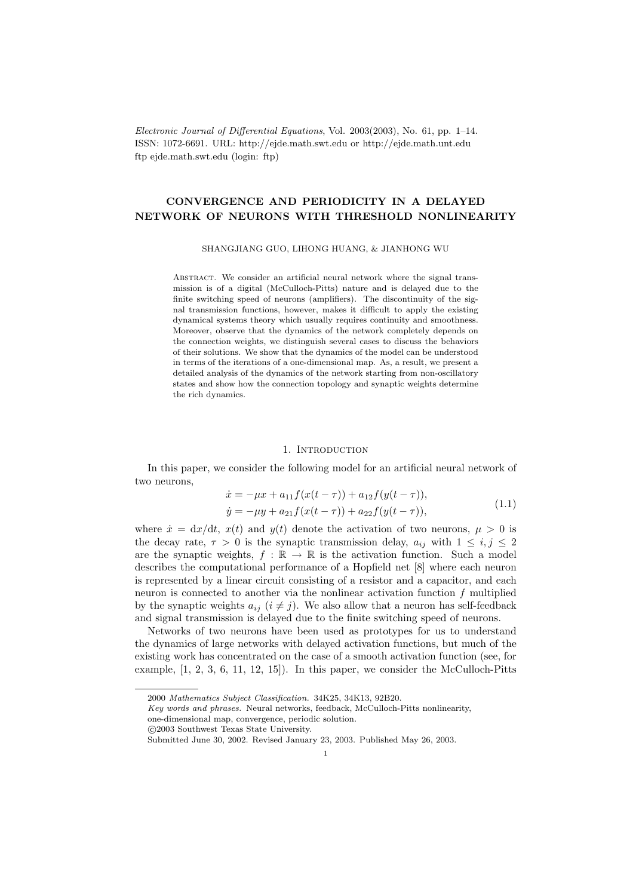# CONVERGENCE AND PERIODICITY IN A DELAYED NETWORK OF NEURONS WITH THRESHOLD NONLINEARITY

SHANGJIANG GUO, LIHONG HUANG, & JIANHONG WU

Abstract. We consider an artificial neural network where the signal transmission is of a digital (McCulloch-Pitts) nature and is delayed due to the finite switching speed of neurons (amplifiers). The discontinuity of the signal transmission functions, however, makes it difficult to apply the existing dynamical systems theory which usually requires continuity and smoothness. Moreover, observe that the dynamics of the network completely depends on the connection weights, we distinguish several cases to discuss the behaviors of their solutions. We show that the dynamics of the model can be understood in terms of the iterations of a one-dimensional map. As, a result, we present a detailed analysis of the dynamics of the network starting from non-oscillatory states and show how the connection topology and synaptic weights determine the rich dynamics.

## 1. Introduction

In this paper, we consider the following model for an artificial neural network of two neurons,

$$
\begin{aligned}
\dot{x} &= -\mu x + a_{11} f(x(t-\tau)) + a_{12} f(y(t-\tau)),\\
\dot{y} &= -\mu y + a_{21} f(x(t-\tau)) + a_{22} f(y(t-\tau)),
\end{aligned}
\tag{1.1}
$$

where $\dot{x} = \mathrm{d}x/\mathrm{d}t$, $x(t)$ and $y(t)$ denote the activation of two neurons, $\mu > 0$ is the decay rate, $\tau > 0$ is the synaptic transmission delay, $a_{ij}$ with $1 \le i, j \le 2$ are the synaptic weights, $f : \mathbb{R} \to \mathbb{R}$ is the activation function. Such a model describes the computational performance of a Hopfield net [8] where each neuron is represented by a linear circuit consisting of a resistor and a capacitor, and each neuron is connected to another via the nonlinear activation function $f$ multiplied by the synaptic weights $a_{ij}$ ($i \ne j$). We also allow that a neuron has self-feedback and signal transmission is delayed due to the finite switching speed of neurons.

Networks of two neurons have been used as prototypes for us to understand the dynamics of large networks with delayed activation functions, but much of the existing work has concentrated on the case of a smooth activation function (see, for example, [1, 2, 3, 6, 11, 12, 15]). In this paper, we consider the McCulloch-Pitts

---

2000 *Mathematics Subject Classification.* 34K25, 34K13, 92B20.

*Key words and phrases.* Neural networks, feedback, McCulloch-Pitts nonlinearity, one-dimensional map, convergence, periodic solution.

©2003 Southwest Texas State University.

Submitted June 30, 2002. Revised January 23, 2003. Published May 26, 2003.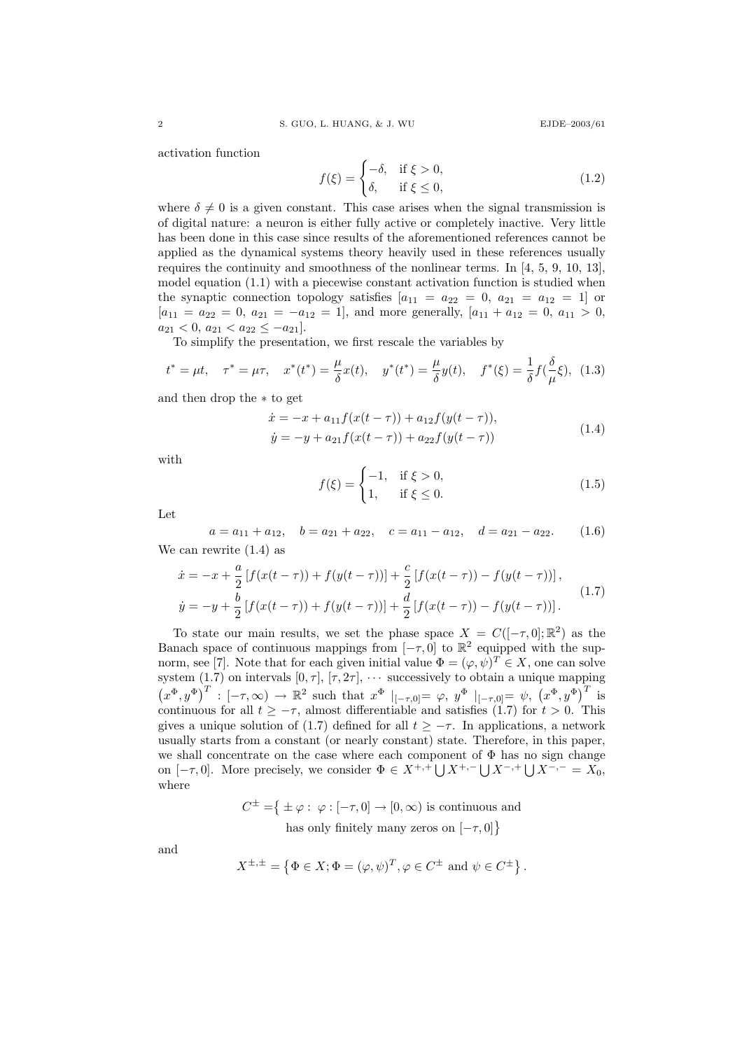activation function

$$f(\xi) = \begin{cases} -\delta, & \text{if } \xi > 0, \\ \delta, & \text{if } \xi \le 0, \end{cases} \tag{1.2}$$

where $\delta \neq 0$ is a given constant. This case arises when the signal transmission is of digital nature: a neuron is either fully active or completely inactive. Very little has been done in this case since results of the aforementioned references cannot be applied as the dynamical systems theory heavily used in these references usually requires the continuity and smoothness of the nonlinear terms. In [4, 5, 9, 10, 13], model equation (1.1) with a piecewise constant activation function is studied when the synaptic connection topology satisfies $[a_{11} = a_{22} = 0,\ a_{21} = a_{12} = 1]$ or $[a_{11} = a_{22} = 0,\ a_{21} = -a_{12} = 1]$, and more generally, $[a_{11} + a_{12} = 0,\ a_{11} > 0,\ a_{21} < 0,\ a_{21} < a_{22} \le -a_{21}]$.

To simplify the presentation, we first rescale the variables by

$$t^* = \mu t, \quad \tau^* = \mu\tau, \quad x^*(t^*) = \frac{\mu}{\delta}x(t), \quad y^*(t^*) = \frac{\mu}{\delta}y(t), \quad f^*(\xi) = \frac{1}{\delta}f(\frac{\delta}{\mu}\xi), \tag{1.3}$$

and then drop the $*$ to get

$$\begin{aligned} \dot{x} &= -x + a_{11}f(x(t-\tau)) + a_{12}f(y(t-\tau)), \\ \dot{y} &= -y + a_{21}f(x(t-\tau)) + a_{22}f(y(t-\tau)) \end{aligned} \tag{1.4}$$

with

$$f(\xi) = \begin{cases} -1, & \text{if } \xi > 0, \\ 1, & \text{if } \xi \le 0. \end{cases} \tag{1.5}$$

Let

$$a = a_{11} + a_{12}, \quad b = a_{21} + a_{22}, \quad c = a_{11} - a_{12}, \quad d = a_{21} - a_{22}. \tag{1.6}$$

We can rewrite (1.4) as

$$\begin{aligned} \dot{x} &= -x + \frac{a}{2}\left[f(x(t-\tau)) + f(y(t-\tau))\right] + \frac{c}{2}\left[f(x(t-\tau)) - f(y(t-\tau))\right], \\ \dot{y} &= -y + \frac{b}{2}\left[f(x(t-\tau)) + f(y(t-\tau))\right] + \frac{d}{2}\left[f(x(t-\tau)) - f(y(t-\tau))\right]. \end{aligned} \tag{1.7}$$

To state our main results, we set the phase space $X = C([-\tau, 0]; \mathbb{R}^2)$ as the Banach space of continuous mappings from $[-\tau, 0]$ to $\mathbb{R}^2$ equipped with the sup-norm, see [7]. Note that for each given initial value $\Phi = (\varphi, \psi)^T \in X$, one can solve system (1.7) on intervals $[0, \tau]$, $[\tau, 2\tau]$, $\cdots$ successively to obtain a unique mapping $\left(x^\Phi, y^\Phi\right)^T : [-\tau, \infty) \to \mathbb{R}^2$ such that $x^\Phi\mid_{[-\tau,0]} = \varphi$, $y^\Phi\mid_{[-\tau,0]} = \psi$, $\left(x^\Phi, y^\Phi\right)^T$ is continuous for all $t \ge -\tau$, almost differentiable and satisfies (1.7) for $t > 0$. This gives a unique solution of (1.7) defined for all $t \ge -\tau$. In applications, a network usually starts from a constant (or nearly constant) state. Therefore, in this paper, we shall concentrate on the case where each component of $\Phi$ has no sign change on $[-\tau, 0]$. More precisely, we consider $\Phi \in X^{+,+} \bigcup X^{+,-} \bigcup X^{-,+} \bigcup X^{-,-} = X_0$, where

$$\begin{aligned} C^{\pm} = \big\{ \pm\varphi :\ &\varphi : [-\tau, 0] \to [0, \infty) \text{ is continuous and} \\ &\text{has only finitely many zeros on } [-\tau, 0] \big\} \end{aligned}$$

and

$$X^{\pm,\pm} = \left\{ \Phi \in X; \Phi = (\varphi, \psi)^T, \varphi \in C^{\pm} \text{ and } \psi \in C^{\pm} \right\}.$$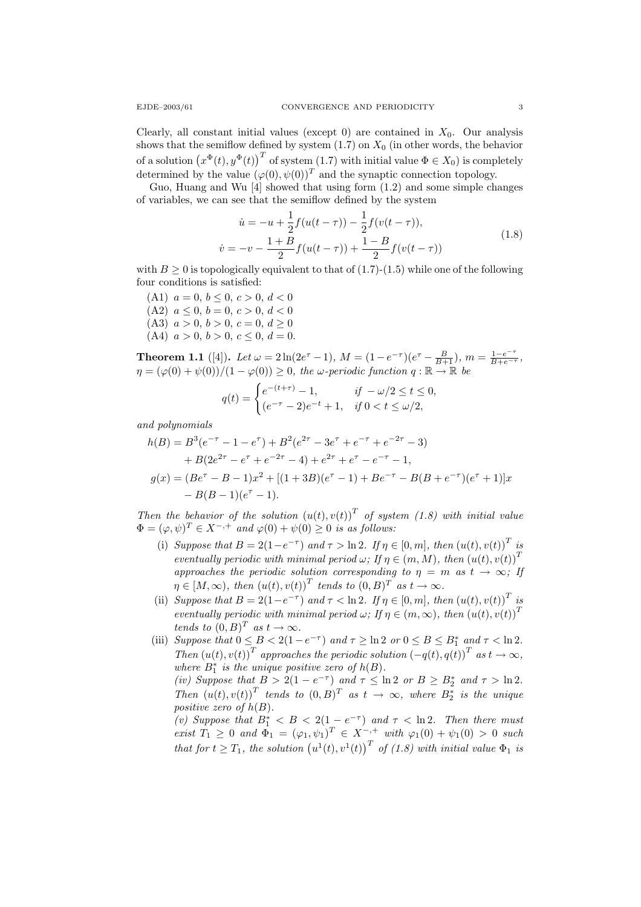Clearly, all constant initial values (except 0) are contained in $X_0$. Our analysis shows that the semiflow defined by system (1.7) on $X_0$ (in other words, the behavior of a solution $\left(x^{\Phi}(t), y^{\Phi}(t)\right)^T$ of system (1.7) with initial value $\Phi \in X_0$) is completely determined by the value $\left(\varphi(0), \psi(0)\right)^T$ and the synaptic connection topology.

Guo, Huang and Wu [4] showed that using form (1.2) and some simple changes of variables, we can see that the semiflow defined by the system

$$
\begin{aligned}
\dot{u} &= -u + \frac{1}{2} f(u(t-\tau)) - \frac{1}{2} f(v(t-\tau)), \\
\dot{v} &= -v - \frac{1+B}{2} f(u(t-\tau)) + \frac{1-B}{2} f(v(t-\tau))
\end{aligned}
\tag{1.8}
$$

with $B \geq 0$ is topologically equivalent to that of (1.7)-(1.5) while one of the following four conditions is satisfied:

(A1) $a = 0$, $b \leq 0$, $c > 0$, $d < 0$
(A2) $a \leq 0$, $b = 0$, $c > 0$, $d < 0$
(A3) $a > 0$, $b > 0$, $c = 0$, $d \geq 0$
(A4) $a > 0$, $b > 0$, $c \leq 0$, $d = 0$.

**Theorem 1.1** ([4]). *Let $\omega = 2\ln(2e^{\tau} - 1)$, $M = (1 - e^{-\tau})(e^{\tau} - \frac{B}{B+1})$, $m = \frac{1-e^{-\tau}}{B+e^{-\tau}}$, $\eta = (\varphi(0) + \psi(0))/(1 - \varphi(0)) \geq 0$, the $\omega$-periodic function $q : \mathbb{R} \to \mathbb{R}$ be*

$$
q(t) = \begin{cases} e^{-(t+\tau)} - 1, & \text{if } -\omega/2 \leq t \leq 0, \\ (e^{-\tau} - 2)e^{-t} + 1, & \text{if } 0 < t \leq \omega/2, \end{cases}
$$

*and polynomials*

$$
\begin{aligned}
h(B) &= B^3(e^{-\tau} - 1 - e^{\tau}) + B^2(e^{2\tau} - 3e^{\tau} + e^{-\tau} + e^{-2\tau} - 3) \\
&\quad + B(2e^{2\tau} - e^{\tau} + e^{-2\tau} - 4) + e^{2\tau} + e^{\tau} - e^{-\tau} - 1, \\
g(x) &= (Be^{\tau} - B - 1)x^2 + [(1 + 3B)(e^{\tau} - 1) + Be^{-\tau} - B(B + e^{-\tau})(e^{\tau} + 1)]x \\
&\quad - B(B-1)(e^{\tau} - 1).
\end{aligned}
$$

*Then the behavior of the solution $\left(u(t), v(t)\right)^T$ of system (1.8) with initial value $\Phi = (\varphi, \psi)^T \in X^{-,+}$ and $\varphi(0) + \psi(0) \geq 0$ is as follows:*

(i) *Suppose that $B = 2(1 - e^{-\tau})$ and $\tau > \ln 2$. If $\eta \in [0, m]$, then $\left(u(t), v(t)\right)^T$ is eventually periodic with minimal period $\omega$; If $\eta \in (m, M)$, then $\left(u(t), v(t)\right)^T$ approaches the periodic solution corresponding to $\eta = m$ as $t \to \infty$; If $\eta \in [M, \infty)$, then $\left(u(t), v(t)\right)^T$ tends to $(0, B)^T$ as $t \to \infty$.*

(ii) *Suppose that $B = 2(1 - e^{-\tau})$ and $\tau < \ln 2$. If $\eta \in [0, m]$, then $\left(u(t), v(t)\right)^T$ is eventually periodic with minimal period $\omega$; If $\eta \in (m, \infty)$, then $\left(u(t), v(t)\right)^T$ tends to $(0, B)^T$ as $t \to \infty$.*

(iii) *Suppose that $0 \leq B < 2(1 - e^{-\tau})$ and $\tau \geq \ln 2$ or $0 \leq B \leq B_1^*$ and $\tau < \ln 2$. Then $\left(u(t), v(t)\right)^T$ approaches the periodic solution $\left(-q(t), q(t)\right)^T$ as $t \to \infty$, where $B_1^*$ is the unique positive zero of $h(B)$.*

*(iv) Suppose that $B > 2(1 - e^{-\tau})$ and $\tau \leq \ln 2$ or $B \geq B_2^*$ and $\tau > \ln 2$. Then $\left(u(t), v(t)\right)^T$ tends to $(0, B)^T$ as $t \to \infty$, where $B_2^*$ is the unique positive zero of $h(B)$.*

*(v) Suppose that $B_1^* < B < 2(1 - e^{-\tau})$ and $\tau < \ln 2$. Then there must exist $T_1 \geq 0$ and $\Phi_1 = (\varphi_1, \psi_1)^T \in X^{-,+}$ with $\varphi_1(0) + \psi_1(0) > 0$ such that for $t \geq T_1$, the solution $\left(u^1(t), v^1(t)\right)^T$ of (1.8) with initial value $\Phi_1$ is*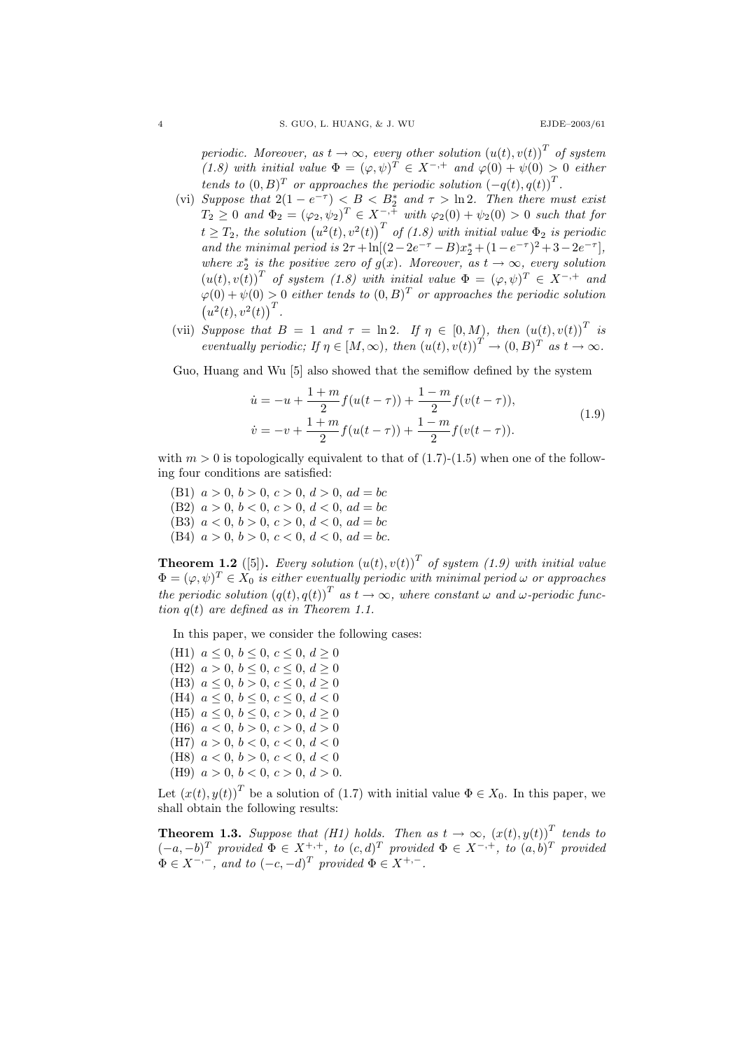*periodic. Moreover, as $t \to \infty$, every other solution $(u(t), v(t))^T$ of system (1.8) with initial value $\Phi = (\varphi, \psi)^T \in X^{-,+}$ and $\varphi(0) + \psi(0) > 0$ either tends to $(0, B)^T$ or approaches the periodic solution $(-q(t), q(t))^T$.*

(vi) *Suppose that $2(1 - e^{-\tau}) < B < B_2^*$ and $\tau > \ln 2$. Then there must exist $T_2 \geq 0$ and $\Phi_2 = (\varphi_2, \psi_2)^T \in X^{-,+}$ with $\varphi_2(0) + \psi_2(0) > 0$ such that for $t \geq T_2$, the solution $\left(u^2(t), v^2(t)\right)^T$ of (1.8) with initial value $\Phi_2$ is periodic and the minimal period is $2\tau + \ln[(2 - 2e^{-\tau} - B)x_2^* + (1 - e^{-\tau})^2 + 3 - 2e^{-\tau}]$, where $x_2^*$ is the positive zero of $g(x)$. Moreover, as $t \to \infty$, every solution $(u(t), v(t))^T$ of system (1.8) with initial value $\Phi = (\varphi, \psi)^T \in X^{-,+}$ and $\varphi(0) + \psi(0) > 0$ either tends to $(0, B)^T$ or approaches the periodic solution $\left(u^2(t), v^2(t)\right)^T$.*

(vii) *Suppose that $B = 1$ and $\tau = \ln 2$. If $\eta \in [0, M)$, then $(u(t), v(t))^T$ is eventually periodic; If $\eta \in [M, \infty)$, then $(u(t), v(t))^T \to (0, B)^T$ as $t \to \infty$.*

Guo, Huang and Wu [5] also showed that the semiflow defined by the system

$$
\begin{aligned}
\dot{u} &= -u + \frac{1+m}{2} f(u(t-\tau)) + \frac{1-m}{2} f(v(t-\tau)), \\
\dot{v} &= -v + \frac{1+m}{2} f(u(t-\tau)) + \frac{1-m}{2} f(v(t-\tau)).
\end{aligned}
\tag{1.9}
$$

with $m > 0$ is topologically equivalent to that of (1.7)-(1.5) when one of the following four conditions are satisfied:

- (B1) $a > 0,\ b > 0,\ c > 0,\ d > 0,\ ad = bc$
- (B2) $a > 0,\ b < 0,\ c > 0,\ d < 0,\ ad = bc$
- (B3) $a < 0,\ b > 0,\ c > 0,\ d < 0,\ ad = bc$
- (B4) $a > 0,\ b > 0,\ c < 0,\ d < 0,\ ad = bc$.

**Theorem 1.2** ([5]). *Every solution $(u(t), v(t))^T$ of system (1.9) with initial value $\Phi = (\varphi, \psi)^T \in X_0$ is either eventually periodic with minimal period $\omega$ or approaches the periodic solution $(q(t), q(t))^T$ as $t \to \infty$, where constant $\omega$ and $\omega$-periodic function $q(t)$ are defined as in Theorem 1.1.*

In this paper, we consider the following cases:

- (H1) $a \leq 0,\ b \leq 0,\ c \leq 0,\ d \geq 0$
- (H2) $a > 0,\ b \leq 0,\ c \leq 0,\ d \geq 0$
- (H3) $a \leq 0,\ b > 0,\ c \leq 0,\ d \geq 0$
- (H4) $a \leq 0,\ b \leq 0,\ c \leq 0,\ d < 0$
- (H5) $a \leq 0,\ b \leq 0,\ c > 0,\ d \geq 0$
- (H6) $a < 0,\ b > 0,\ c > 0,\ d > 0$
- (H7) $a > 0,\ b < 0,\ c < 0,\ d < 0$
- (H8) $a < 0,\ b > 0,\ c < 0,\ d < 0$
- (H9) $a > 0,\ b < 0,\ c > 0,\ d > 0$.

Let $(x(t), y(t))^T$ be a solution of (1.7) with initial value $\Phi \in X_0$. In this paper, we shall obtain the following results:

**Theorem 1.3.** *Suppose that (H1) holds. Then as $t \to \infty$, $(x(t), y(t))^T$ tends to $(-a, -b)^T$ provided $\Phi \in X^{+,+}$, to $(c, d)^T$ provided $\Phi \in X^{-,+}$, to $(a, b)^T$ provided $\Phi \in X^{-,-}$, and to $(-c, -d)^T$ provided $\Phi \in X^{+,-}$.*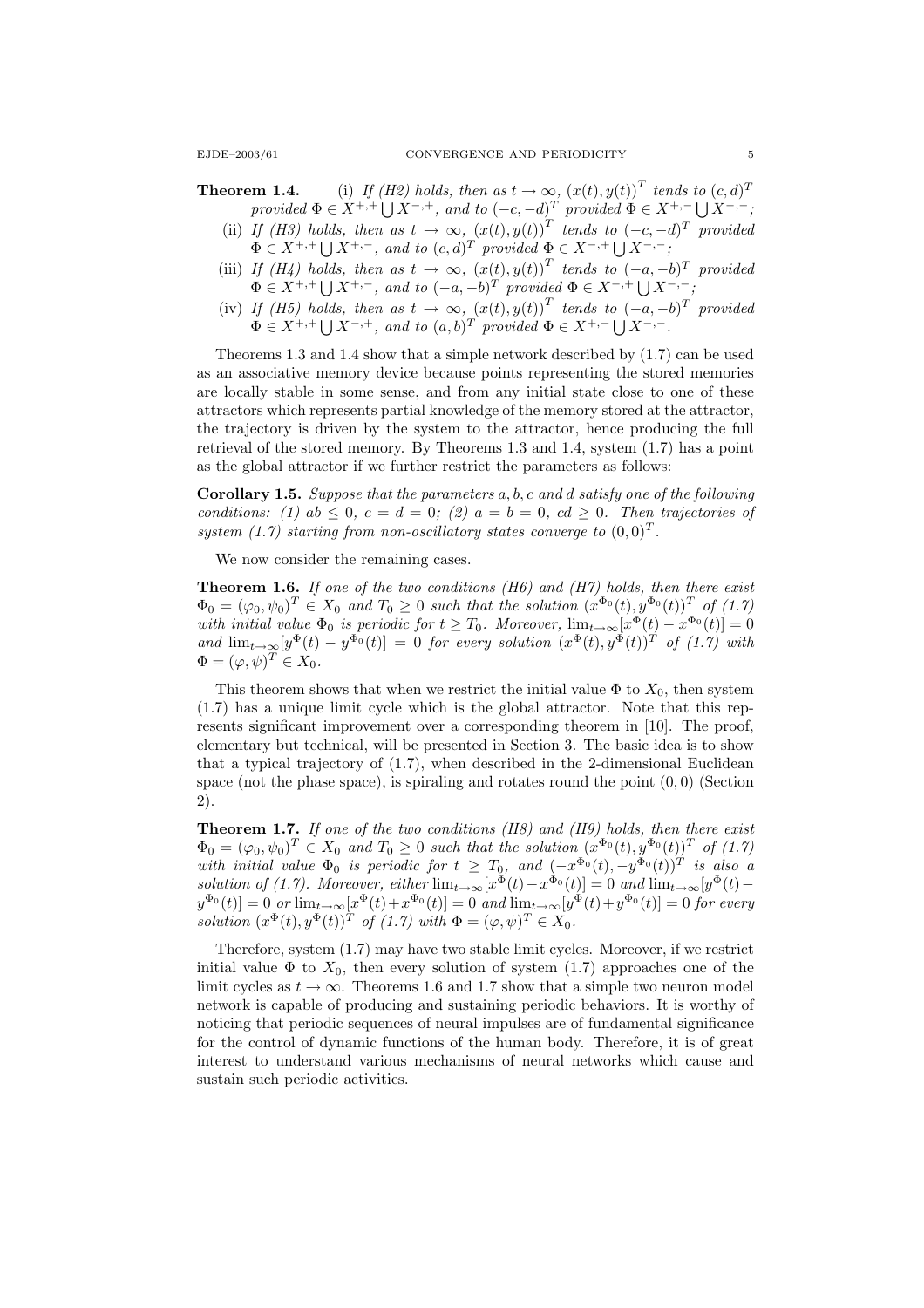**Theorem 1.4.** (i) *If (H2) holds, then as $t \to \infty$, $(x(t), y(t))^T$ tends to $(c, d)^T$ provided $\Phi \in X^{+,+} \bigcup X^{-,+}$, and to $(-c, -d)^T$ provided $\Phi \in X^{+,-} \bigcup X^{-,-}$;*

(ii) *If (H3) holds, then as $t \to \infty$, $(x(t), y(t))^T$ tends to $(-c, -d)^T$ provided $\Phi \in X^{+,+} \bigcup X^{+,-}$, and to $(c, d)^T$ provided $\Phi \in X^{-,+} \bigcup X^{-,-}$;*

(iii) *If (H4) holds, then as $t \to \infty$, $(x(t), y(t))^T$ tends to $(-a, -b)^T$ provided $\Phi \in X^{+,+} \bigcup X^{+,-}$, and to $(-a, -b)^T$ provided $\Phi \in X^{-,+} \bigcup X^{-,-}$;*

(iv) *If (H5) holds, then as $t \to \infty$, $(x(t), y(t))^T$ tends to $(-a, -b)^T$ provided $\Phi \in X^{+,+} \bigcup X^{-,+}$, and to $(a, b)^T$ provided $\Phi \in X^{+,-} \bigcup X^{-,-}$.*

Theorems 1.3 and 1.4 show that a simple network described by (1.7) can be used as an associative memory device because points representing the stored memories are locally stable in some sense, and from any initial state close to one of these attractors which represents partial knowledge of the memory stored at the attractor, the trajectory is driven by the system to the attractor, hence producing the full retrieval of the stored memory. By Theorems 1.3 and 1.4, system (1.7) has a point as the global attractor if we further restrict the parameters as follows:

**Corollary 1.5.** *Suppose that the parameters $a, b, c$ and $d$ satisfy one of the following conditions: (1) $ab \le 0$, $c = d = 0$; (2) $a = b = 0$, $cd \ge 0$. Then trajectories of system (1.7) starting from non-oscillatory states converge to $(0, 0)^T$.*

We now consider the remaining cases.

**Theorem 1.6.** *If one of the two conditions (H6) and (H7) holds, then there exist $\Phi_0 = (\varphi_0, \psi_0)^T \in X_0$ and $T_0 \ge 0$ such that the solution $(x^{\Phi_0}(t), y^{\Phi_0}(t))^T$ of (1.7) with initial value $\Phi_0$ is periodic for $t \ge T_0$. Moreover, $\lim_{t\to\infty}[x^{\Phi}(t) - x^{\Phi_0}(t)] = 0$ and $\lim_{t\to\infty}[y^{\Phi}(t) - y^{\Phi_0}(t)] = 0$ for every solution $(x^{\Phi}(t), y^{\Phi}(t))^T$ of (1.7) with $\Phi = (\varphi, \psi)^T \in X_0$.*

This theorem shows that when we restrict the initial value $\Phi$ to $X_0$, then system (1.7) has a unique limit cycle which is the global attractor. Note that this represents significant improvement over a corresponding theorem in [10]. The proof, elementary but technical, will be presented in Section 3. The basic idea is to show that a typical trajectory of (1.7), when described in the 2-dimensional Euclidean space (not the phase space), is spiraling and rotates round the point $(0, 0)$ (Section 2).

**Theorem 1.7.** *If one of the two conditions (H8) and (H9) holds, then there exist $\Phi_0 = (\varphi_0, \psi_0)^T \in X_0$ and $T_0 \ge 0$ such that the solution $(x^{\Phi_0}(t), y^{\Phi_0}(t))^T$ of (1.7) with initial value $\Phi_0$ is periodic for $t \ge T_0$, and $(-x^{\Phi_0}(t), -y^{\Phi_0}(t))^T$ is also a solution of (1.7). Moreover, either $\lim_{t\to\infty}[x^{\Phi}(t) - x^{\Phi_0}(t)] = 0$ and $\lim_{t\to\infty}[y^{\Phi}(t) - y^{\Phi_0}(t)] = 0$ or $\lim_{t\to\infty}[x^{\Phi}(t) + x^{\Phi_0}(t)] = 0$ and $\lim_{t\to\infty}[y^{\Phi}(t) + y^{\Phi_0}(t)] = 0$ for every solution $(x^{\Phi}(t), y^{\Phi}(t))^T$ of (1.7) with $\Phi = (\varphi, \psi)^T \in X_0$.*

Therefore, system (1.7) may have two stable limit cycles. Moreover, if we restrict initial value $\Phi$ to $X_0$, then every solution of system (1.7) approaches one of the limit cycles as $t \to \infty$. Theorems 1.6 and 1.7 show that a simple two neuron model network is capable of producing and sustaining periodic behaviors. It is worthy of noticing that periodic sequences of neural impulses are of fundamental significance for the control of dynamic functions of the human body. Therefore, it is of great interest to understand various mechanisms of neural networks which cause and sustain such periodic activities.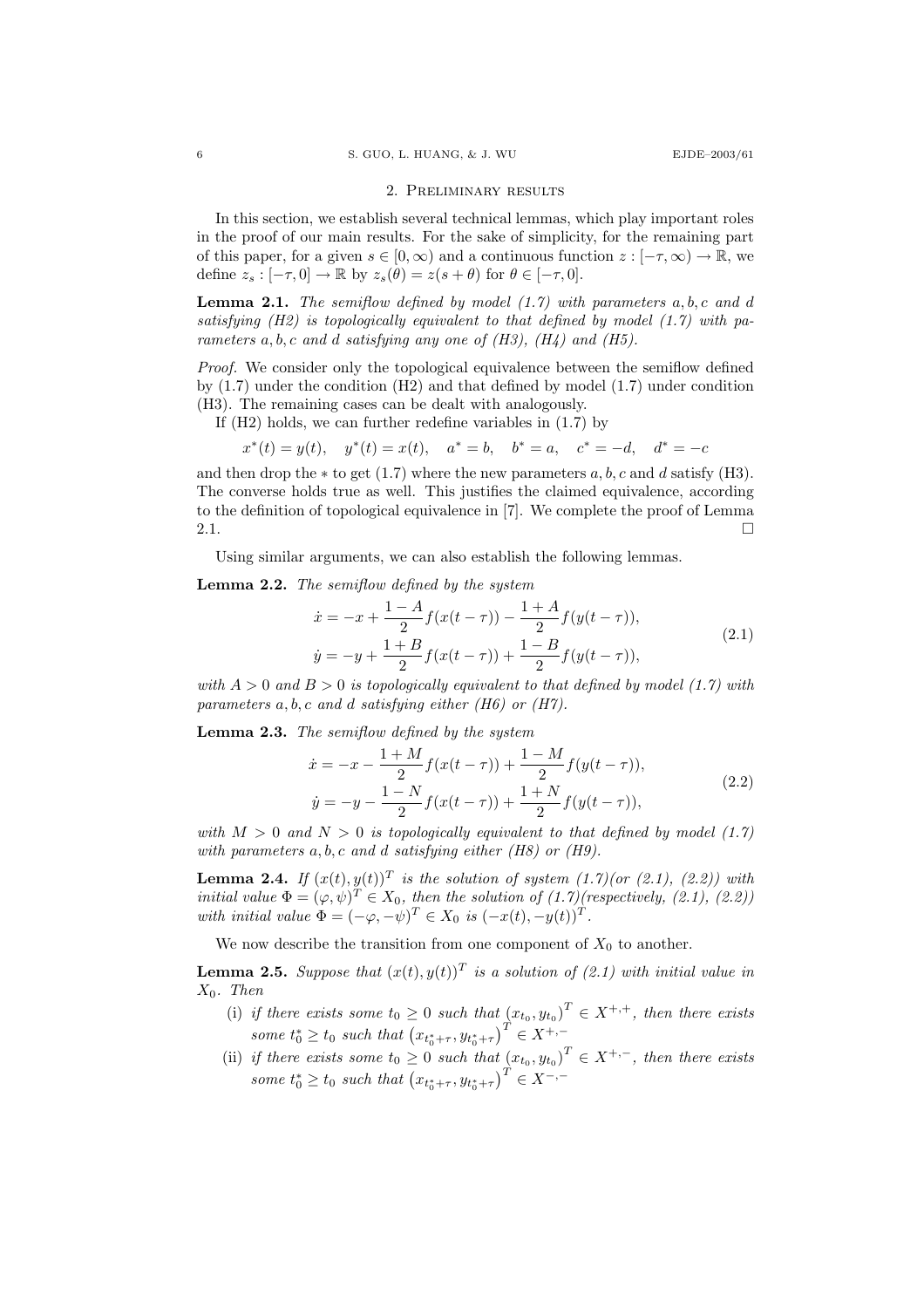## 2. Preliminary results

In this section, we establish several technical lemmas, which play important roles in the proof of our main results. For the sake of simplicity, for the remaining part of this paper, for a given $s \in [0,\infty)$ and a continuous function $z : [-\tau,\infty) \to \mathbb{R}$, we define $z_s : [-\tau, 0] \to \mathbb{R}$ by $z_s(\theta) = z(s+\theta)$ for $\theta \in [-\tau, 0]$.

**Lemma 2.1.** *The semiflow defined by model (1.7) with parameters $a, b, c$ and $d$ satisfying (H2) is topologically equivalent to that defined by model (1.7) with parameters $a, b, c$ and $d$ satisfying any one of (H3), (H4) and (H5).*

*Proof.* We consider only the topological equivalence between the semiflow defined by (1.7) under the condition (H2) and that defined by model (1.7) under condition (H3). The remaining cases can be dealt with analogously.

If (H2) holds, we can further redefine variables in (1.7) by

$$x^*(t) = y(t), \quad y^*(t) = x(t), \quad a^* = b, \quad b^* = a, \quad c^* = -d, \quad d^* = -c$$

and then drop the $*$ to get (1.7) where the new parameters $a, b, c$ and $d$ satisfy (H3). The converse holds true as well. This justifies the claimed equivalence, according to the definition of topological equivalence in [7]. We complete the proof of Lemma 2.1. $\square$

Using similar arguments, we can also establish the following lemmas.

**Lemma 2.2.** *The semiflow defined by the system*

$$\begin{aligned}
\dot{x} &= -x + \frac{1-A}{2} f(x(t-\tau)) - \frac{1+A}{2} f(y(t-\tau)),\\
\dot{y} &= -y + \frac{1+B}{2} f(x(t-\tau)) + \frac{1-B}{2} f(y(t-\tau)),
\end{aligned} \tag{2.1}$$

*with $A > 0$ and $B > 0$ is topologically equivalent to that defined by model (1.7) with parameters $a, b, c$ and $d$ satisfying either (H6) or (H7).*

**Lemma 2.3.** *The semiflow defined by the system*

$$\begin{aligned}
\dot{x} &= -x - \frac{1+M}{2} f(x(t-\tau)) + \frac{1-M}{2} f(y(t-\tau)),\\
\dot{y} &= -y - \frac{1-N}{2} f(x(t-\tau)) + \frac{1+N}{2} f(y(t-\tau)),
\end{aligned} \tag{2.2}$$

*with $M > 0$ and $N > 0$ is topologically equivalent to that defined by model (1.7) with parameters $a, b, c$ and $d$ satisfying either (H8) or (H9).*

**Lemma 2.4.** *If $(x(t), y(t))^T$ is the solution of system (1.7)(or (2.1), (2.2)) with initial value $\Phi = (\varphi, \psi)^T \in X_0$, then the solution of (1.7)(respectively, (2.1), (2.2)) with initial value $\Phi = (-\varphi, -\psi)^T \in X_0$ is $(-x(t), -y(t))^T$.*

We now describe the transition from one component of $X_0$ to another.

**Lemma 2.5.** *Suppose that $(x(t), y(t))^T$ is a solution of (2.1) with initial value in $X_0$. Then*

- (i) *if there exists some $t_0 \geq 0$ such that $(x_{t_0}, y_{t_0})^T \in X^{+,+}$, then there exists some $t_0^* \geq t_0$ such that $(x_{t_0^*+\tau}, y_{t_0^*+\tau})^T \in X^{+,-}$*
- (ii) *if there exists some $t_0 \geq 0$ such that $(x_{t_0}, y_{t_0})^T \in X^{+,-}$, then there exists some $t_0^* \geq t_0$ such that $(x_{t_0^*+\tau}, y_{t_0^*+\tau})^T \in X^{-,-}$*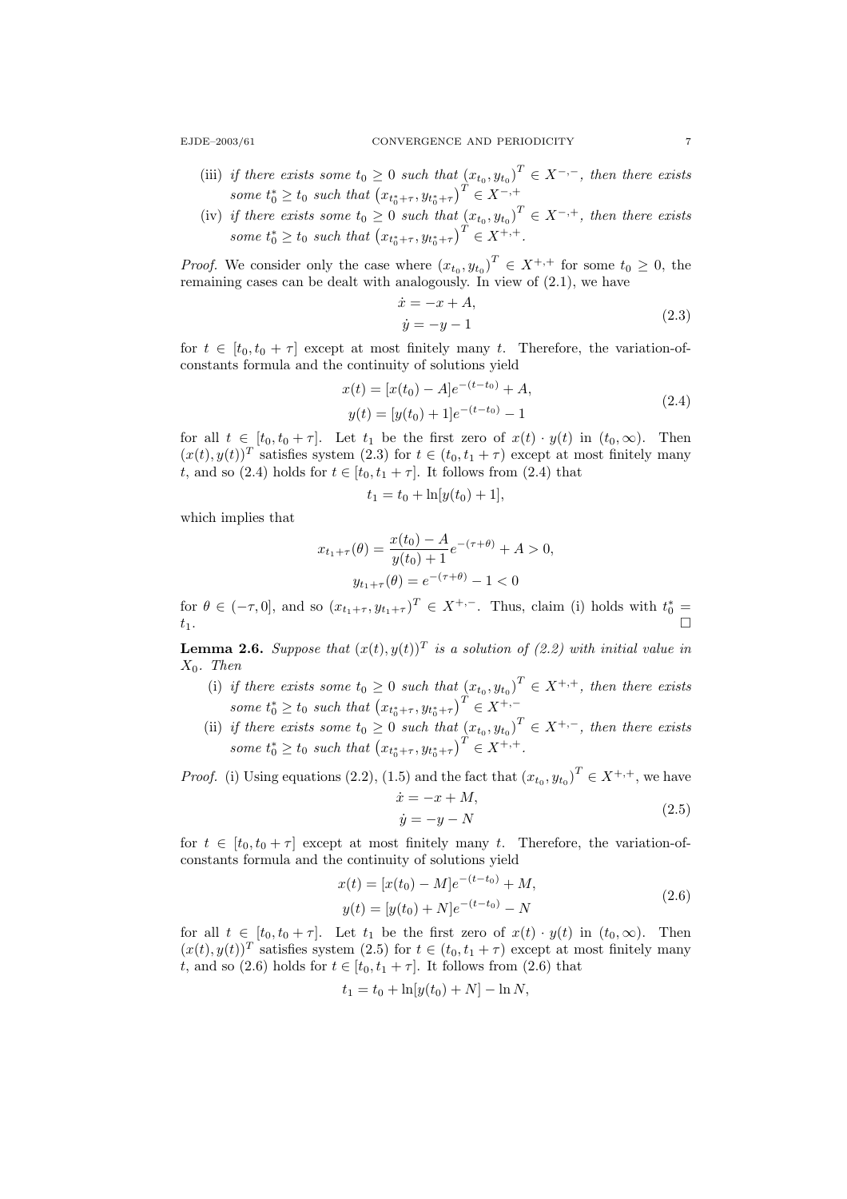(iii) *if there exists some* $t_0 \geq 0$ *such that* $(x_{t_0}, y_{t_0})^T \in X^{-,-}$*, then there exists some* $t_0^* \geq t_0$ *such that* $(x_{t_0^*+\tau}, y_{t_0^*+\tau})^T \in X^{-,+}$

(iv) *if there exists some* $t_0 \geq 0$ *such that* $(x_{t_0}, y_{t_0})^T \in X^{-,+}$*, then there exists some* $t_0^* \geq t_0$ *such that* $(x_{t_0^*+\tau}, y_{t_0^*+\tau})^T \in X^{+,+}$.

*Proof.* We consider only the case where $(x_{t_0}, y_{t_0})^T \in X^{+,+}$ for some $t_0 \geq 0$, the remaining cases can be dealt with analogously. In view of (2.1), we have

$$
\begin{aligned}
\dot{x} &= -x + A, \\
\dot{y} &= -y - 1
\end{aligned} \tag{2.3}
$$

for $t \in [t_0, t_0 + \tau]$ except at most finitely many $t$. Therefore, the variation-of-constants formula and the continuity of solutions yield

$$
\begin{aligned}
x(t) &= [x(t_0) - A]e^{-(t-t_0)} + A, \\
y(t) &= [y(t_0) + 1]e^{-(t-t_0)} - 1
\end{aligned} \tag{2.4}
$$

for all $t \in [t_0, t_0 + \tau]$. Let $t_1$ be the first zero of $x(t) \cdot y(t)$ in $(t_0, \infty)$. Then $(x(t), y(t))^T$ satisfies system (2.3) for $t \in (t_0, t_1 + \tau)$ except at most finitely many $t$, and so (2.4) holds for $t \in [t_0, t_1 + \tau]$. It follows from (2.4) that

$$
t_1 = t_0 + \ln[y(t_0) + 1],
$$

which implies that

$$
\begin{aligned}
x_{t_1+\tau}(\theta) &= \frac{x(t_0) - A}{y(t_0) + 1} e^{-(\tau+\theta)} + A > 0, \\
y_{t_1+\tau}(\theta) &= e^{-(\tau+\theta)} - 1 < 0
\end{aligned}
$$

for $\theta \in (-\tau, 0]$, and so $(x_{t_1+\tau}, y_{t_1+\tau})^T \in X^{+,-}$. Thus, claim (i) holds with $t_0^* = t_1$. $\square$

**Lemma 2.6.** *Suppose that* $(x(t), y(t))^T$ *is a solution of (2.2) with initial value in* $X_0$*. Then*

(i) *if there exists some* $t_0 \geq 0$ *such that* $(x_{t_0}, y_{t_0})^T \in X^{+,+}$*, then there exists some* $t_0^* \geq t_0$ *such that* $(x_{t_0^*+\tau}, y_{t_0^*+\tau})^T \in X^{+,-}$

(ii) *if there exists some* $t_0 \geq 0$ *such that* $(x_{t_0}, y_{t_0})^T \in X^{+,-}$*, then there exists some* $t_0^* \geq t_0$ *such that* $(x_{t_0^*+\tau}, y_{t_0^*+\tau})^T \in X^{+,+}$.

*Proof.* (i) Using equations (2.2), (1.5) and the fact that $(x_{t_0}, y_{t_0})^T \in X^{+,+}$, we have

$$
\begin{aligned}
\dot{x} &= -x + M, \\
\dot{y} &= -y - N
\end{aligned} \tag{2.5}
$$

for $t \in [t_0, t_0 + \tau]$ except at most finitely many $t$. Therefore, the variation-of-constants formula and the continuity of solutions yield

$$
\begin{aligned}
x(t) &= [x(t_0) - M]e^{-(t-t_0)} + M, \\
y(t) &= [y(t_0) + N]e^{-(t-t_0)} - N
\end{aligned} \tag{2.6}
$$

for all $t \in [t_0, t_0 + \tau]$. Let $t_1$ be the first zero of $x(t) \cdot y(t)$ in $(t_0, \infty)$. Then $(x(t), y(t))^T$ satisfies system (2.5) for $t \in (t_0, t_1 + \tau)$ except at most finitely many $t$, and so (2.6) holds for $t \in [t_0, t_1 + \tau]$. It follows from (2.6) that

$$
t_1 = t_0 + \ln[y(t_0) + N] - \ln N,
$$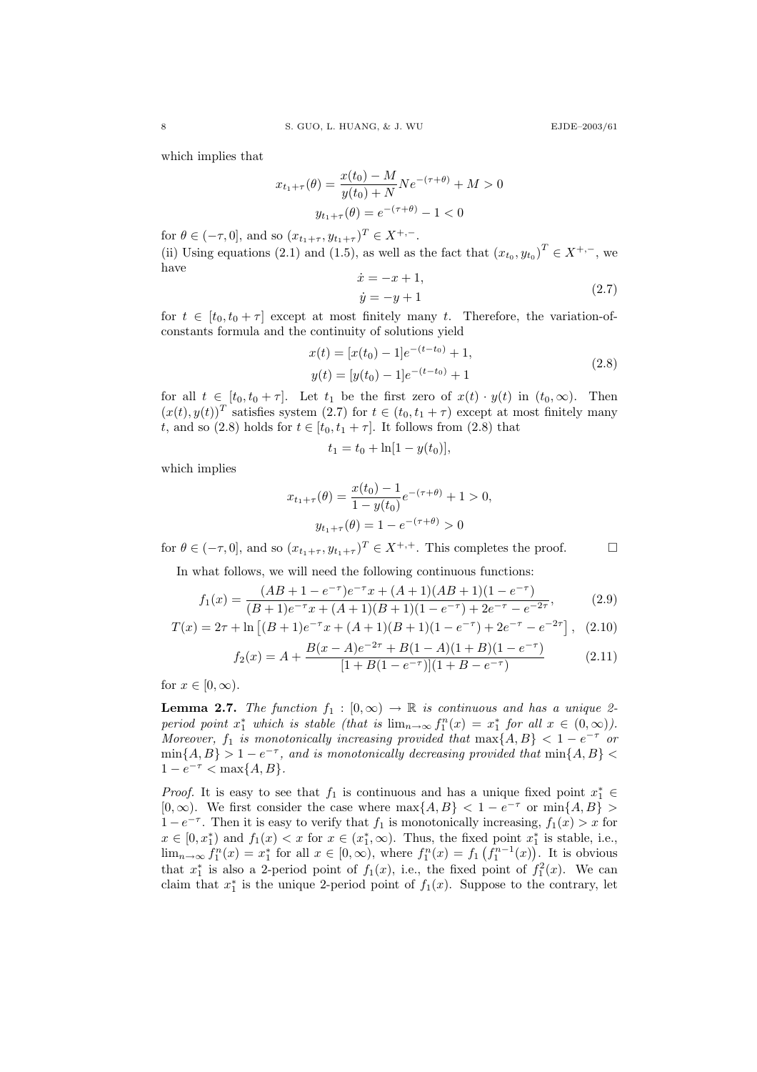which implies that

$$x_{t_1+\tau}(\theta) = \frac{x(t_0) - M}{y(t_0) + N} N e^{-(\tau+\theta)} + M > 0$$

$$y_{t_1+\tau}(\theta) = e^{-(\tau+\theta)} - 1 < 0$$

for $\theta \in (-\tau, 0]$, and so $(x_{t_1+\tau}, y_{t_1+\tau})^T \in X^{+,-}$.

(ii) Using equations (2.1) and (1.5), as well as the fact that $(x_{t_0}, y_{t_0})^T \in X^{+,-}$, we have

$$\begin{aligned} \dot{x} &= -x + 1, \\ \dot{y} &= -y + 1 \end{aligned} \tag{2.7}$$

for $t \in [t_0, t_0 + \tau]$ except at most finitely many $t$. Therefore, the variation-of-constants formula and the continuity of solutions yield

$$\begin{aligned} x(t) &= [x(t_0) - 1]e^{-(t-t_0)} + 1, \\ y(t) &= [y(t_0) - 1]e^{-(t-t_0)} + 1 \end{aligned} \tag{2.8}$$

for all $t \in [t_0, t_0 + \tau]$. Let $t_1$ be the first zero of $x(t) \cdot y(t)$ in $(t_0, \infty)$. Then $(x(t), y(t))^T$ satisfies system (2.7) for $t \in (t_0, t_1 + \tau)$ except at most finitely many $t$, and so (2.8) holds for $t \in [t_0, t_1 + \tau]$. It follows from (2.8) that

$$t_1 = t_0 + \ln[1 - y(t_0)],$$

which implies

$$x_{t_1+\tau}(\theta) = \frac{x(t_0) - 1}{1 - y(t_0)} e^{-(\tau+\theta)} + 1 > 0,$$

$$y_{t_1+\tau}(\theta) = 1 - e^{-(\tau+\theta)} > 0$$

for $\theta \in (-\tau, 0]$, and so $(x_{t_1+\tau}, y_{t_1+\tau})^T \in X^{+,+}$. This completes the proof. $\square$

In what follows, we will need the following continuous functions:

$$f_1(x) = \frac{(AB + 1 - e^{-\tau})e^{-\tau}x + (A+1)(AB+1)(1 - e^{-\tau})}{(B+1)e^{-\tau}x + (A+1)(B+1)(1 - e^{-\tau}) + 2e^{-\tau} - e^{-2\tau}}, \tag{2.9}$$

$$T(x) = 2\tau + \ln\left[(B+1)e^{-\tau}x + (A+1)(B+1)(1 - e^{-\tau}) + 2e^{-\tau} - e^{-2\tau}\right], \tag{2.10}$$

$$f_2(x) = A + \frac{B(x - A)e^{-2\tau} + B(1 - A)(1 + B)(1 - e^{-\tau})}{[1 + B(1 - e^{-\tau})](1 + B - e^{-\tau})} \tag{2.11}$$

for $x \in [0, \infty)$.

**Lemma 2.7.** *The function $f_1 : [0, \infty) \to \mathbb{R}$ is continuous and has a unique 2-period point $x_1^*$ which is stable (that is $\lim_{n\to\infty} f_1^n(x) = x_1^*$ for all $x \in (0, \infty)$). Moreover, $f_1$ is monotonically increasing provided that $\max\{A, B\} < 1 - e^{-\tau}$ or $\min\{A, B\} > 1 - e^{-\tau}$, and is monotonically decreasing provided that $\min\{A, B\} < 1 - e^{-\tau} < \max\{A, B\}$.*

*Proof.* It is easy to see that $f_1$ is continuous and has a unique fixed point $x_1^* \in [0, \infty)$. We first consider the case where $\max\{A, B\} < 1 - e^{-\tau}$ or $\min\{A, B\} > 1 - e^{-\tau}$. Then it is easy to verify that $f_1$ is monotonically increasing, $f_1(x) > x$ for $x \in [0, x_1^*)$ and $f_1(x) < x$ for $x \in (x_1^*, \infty)$. Thus, the fixed point $x_1^*$ is stable, i.e., $\lim_{n\to\infty} f_1^n(x) = x_1^*$ for all $x \in [0, \infty)$, where $f_1^n(x) = f_1\left(f_1^{n-1}(x)\right)$. It is obvious that $x_1^*$ is also a 2-period point of $f_1(x)$, i.e., the fixed point of $f_1^2(x)$. We can claim that $x_1^*$ is the unique 2-period point of $f_1(x)$. Suppose to the contrary, let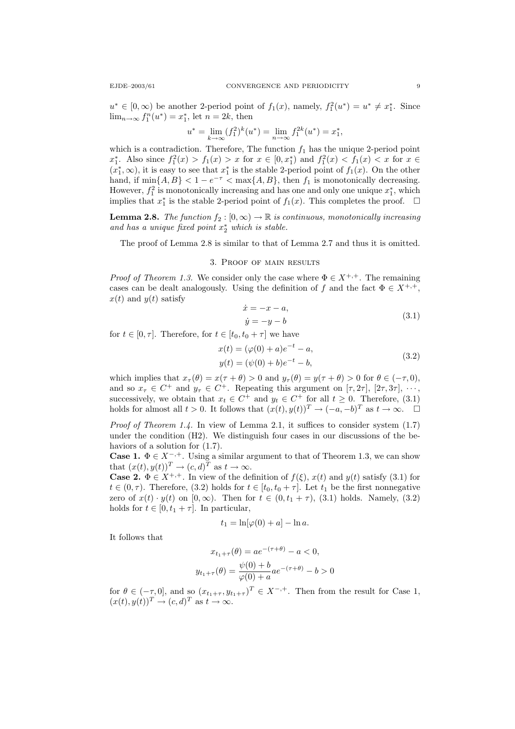$u^* \in [0, \infty)$ be another 2-period point of $f_1(x)$, namely, $f_1^2(u^*) = u^* \neq x_1^*$. Since $\lim_{n\to\infty} f_1^n(u^*) = x_1^*$, let $n = 2k$, then

$$u^* = \lim_{k\to\infty}(f_1^2)^k(u^*) = \lim_{n\to\infty} f_1^{2k}(u^*) = x_1^*,$$

which is a contradiction. Therefore, The function $f_1$ has the unique 2-period point $x_1^*$. Also since $f_1^2(x) > f_1(x) > x$ for $x \in [0, x_1^*)$ and $f_1^2(x) < f_1(x) < x$ for $x \in (x_1^*, \infty)$, it is easy to see that $x_1^*$ is the stable 2-period point of $f_1(x)$. On the other hand, if $\min\{A, B\} < 1 - e^{-\tau} < \max\{A, B\}$, then $f_1$ is monotonically decreasing. However, $f_1^2$ is monotonically increasing and has one and only one unique $x_1^*$, which implies that $x_1^*$ is the stable 2-period point of $f_1(x)$. This completes the proof. $\square$

**Lemma 2.8.** *The function $f_2 : [0, \infty) \to \mathbb{R}$ is continuous, monotonically increasing and has a unique fixed point $x_2^*$ which is stable.*

The proof of Lemma 2.8 is similar to that of Lemma 2.7 and thus it is omitted.

## 3. Proof of main results

*Proof of Theorem 1.3.* We consider only the case where $\Phi \in X^{+,+}$. The remaining cases can be dealt analogously. Using the definition of $f$ and the fact $\Phi \in X^{+,+}$, $x(t)$ and $y(t)$ satisfy

$$\begin{aligned} \dot{x} &= -x - a, \\ \dot{y} &= -y - b \end{aligned} \tag{3.1}$$

for $t \in [0, \tau]$. Therefore, for $t \in [t_0, t_0 + \tau]$ we have

$$\begin{aligned} x(t) &= (\varphi(0) + a)e^{-t} - a, \\ y(t) &= (\psi(0) + b)e^{-t} - b, \end{aligned} \tag{3.2}$$

which implies that $x_\tau(\theta) = x(\tau + \theta) > 0$ and $y_\tau(\theta) = y(\tau + \theta) > 0$ for $\theta \in (-\tau, 0)$, and so $x_\tau \in C^+$ and $y_\tau \in C^+$. Repeating this argument on $[\tau, 2\tau]$, $[2\tau, 3\tau]$, $\cdots$, successively, we obtain that $x_t \in C^+$ and $y_t \in C^+$ for all $t \geq 0$. Therefore, (3.1) holds for almost all $t > 0$. It follows that $(x(t), y(t))^T \to (-a, -b)^T$ as $t \to \infty$. $\square$

*Proof of Theorem 1.4.* In view of Lemma 2.1, it suffices to consider system (1.7) under the condition (H2). We distinguish four cases in our discussions of the behaviors of a solution for (1.7).

**Case 1.** $\Phi \in X^{-,+}$. Using a similar argument to that of Theorem 1.3, we can show that $(x(t), y(t))^T \to (c, d)^T$ as $t \to \infty$.

**Case 2.** $\Phi \in X^{+,+}$. In view of the definition of $f(\xi)$, $x(t)$ and $y(t)$ satisfy (3.1) for $t \in (0, \tau)$. Therefore, (3.2) holds for $t \in [t_0, t_0 + \tau]$. Let $t_1$ be the first nonnegative zero of $x(t) \cdot y(t)$ on $[0, \infty)$. Then for $t \in (0, t_1 + \tau)$, (3.1) holds. Namely, (3.2) holds for $t \in [0, t_1 + \tau]$. In particular,

$$t_1 = \ln[\varphi(0) + a] - \ln a.$$

It follows that

$$\begin{aligned} x_{t_1+\tau}(\theta) &= ae^{-(\tau+\theta)} - a < 0, \\ y_{t_1+\tau}(\theta) &= \frac{\psi(0) + b}{\varphi(0) + a} ae^{-(\tau+\theta)} - b > 0 \end{aligned}$$

for $\theta \in (-\tau, 0]$, and so $(x_{t_1+\tau}, y_{t_1+\tau})^T \in X^{-,+}$. Then from the result for Case 1, $(x(t), y(t))^T \to (c, d)^T$ as $t \to \infty$.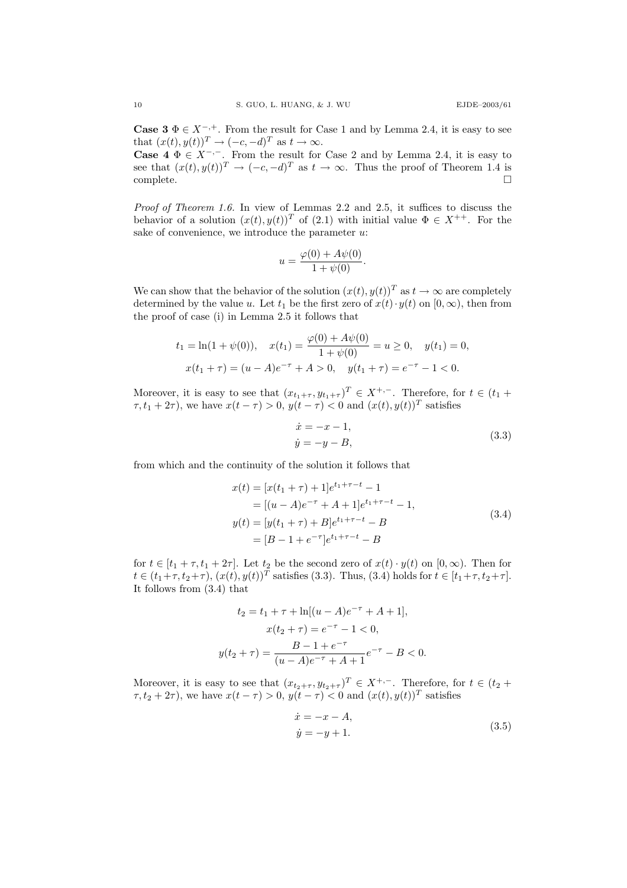**Case 3** $\Phi \in X^{-,+}$. From the result for Case 1 and by Lemma 2.4, it is easy to see that $(x(t), y(t))^T \to (-c, -d)^T$ as $t \to \infty$.

**Case 4** $\Phi \in X^{-,-}$. From the result for Case 2 and by Lemma 2.4, it is easy to see that $(x(t), y(t))^T \to (-c, -d)^T$ as $t \to \infty$. Thus the proof of Theorem 1.4 is complete. $\square$

*Proof of Theorem 1.6.* In view of Lemmas 2.2 and 2.5, it suffices to discuss the behavior of a solution $(x(t), y(t))^T$ of (2.1) with initial value $\Phi \in X^{++}$. For the sake of convenience, we introduce the parameter $u$:

$$u = \frac{\varphi(0) + A\psi(0)}{1 + \psi(0)}.$$

We can show that the behavior of the solution $(x(t), y(t))^T$ as $t \to \infty$ are completely determined by the value $u$. Let $t_1$ be the first zero of $x(t) \cdot y(t)$ on $[0, \infty)$, then from the proof of case (i) in Lemma 2.5 it follows that

$$t_1 = \ln(1 + \psi(0)), \quad x(t_1) = \frac{\varphi(0) + A\psi(0)}{1 + \psi(0)} = u \geq 0, \quad y(t_1) = 0,$$
$$x(t_1 + \tau) = (u - A)e^{-\tau} + A > 0, \quad y(t_1 + \tau) = e^{-\tau} - 1 < 0.$$

Moreover, it is easy to see that $(x_{t_1+\tau}, y_{t_1+\tau})^T \in X^{+,-}$. Therefore, for $t \in (t_1 + \tau, t_1 + 2\tau)$, we have $x(t - \tau) > 0$, $y(t - \tau) < 0$ and $(x(t), y(t))^T$ satisfies

$$\begin{aligned} \dot{x} &= -x - 1, \\ \dot{y} &= -y - B, \end{aligned} \tag{3.3}$$

from which and the continuity of the solution it follows that

$$\begin{aligned} x(t) &= [x(t_1 + \tau) + 1]e^{t_1+\tau-t} - 1 \\ &= [(u - A)e^{-\tau} + A + 1]e^{t_1+\tau-t} - 1, \\ y(t) &= [y(t_1 + \tau) + B]e^{t_1+\tau-t} - B \\ &= [B - 1 + e^{-\tau}]e^{t_1+\tau-t} - B \end{aligned} \tag{3.4}$$

for $t \in [t_1 + \tau, t_1 + 2\tau]$. Let $t_2$ be the second zero of $x(t) \cdot y(t)$ on $[0, \infty)$. Then for $t \in (t_1+\tau, t_2+\tau)$, $(x(t), y(t))^T$ satisfies (3.3). Thus, (3.4) holds for $t \in [t_1+\tau, t_2+\tau]$. It follows from (3.4) that

$$t_2 = t_1 + \tau + \ln[(u - A)e^{-\tau} + A + 1],$$
$$x(t_2 + \tau) = e^{-\tau} - 1 < 0,$$
$$y(t_2 + \tau) = \frac{B - 1 + e^{-\tau}}{(u - A)e^{-\tau} + A + 1}e^{-\tau} - B < 0.$$

Moreover, it is easy to see that $(x_{t_2+\tau}, y_{t_2+\tau})^T \in X^{+,-}$. Therefore, for $t \in (t_2 + \tau, t_2 + 2\tau)$, we have $x(t - \tau) > 0$, $y(t - \tau) < 0$ and $(x(t), y(t))^T$ satisfies

$$\begin{aligned} \dot{x} &= -x - A, \\ \dot{y} &= -y + 1. \end{aligned} \tag{3.5}$$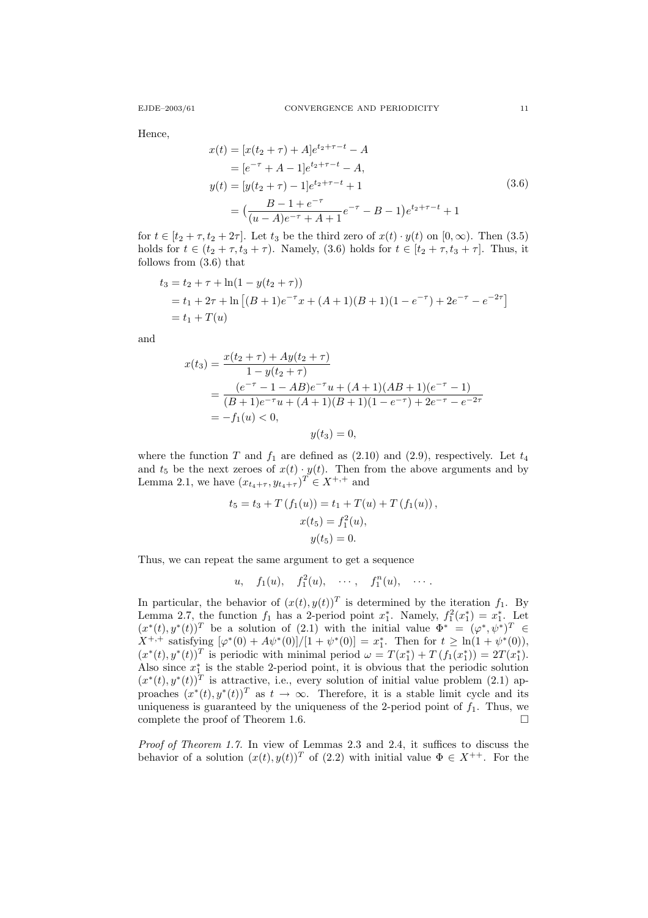Hence,

$$
\begin{aligned}
x(t) &= [x(t_2+\tau)+A]e^{t_2+\tau-t} - A \\
&= [e^{-\tau}+A-1]e^{t_2+\tau-t} - A, \\
y(t) &= [y(t_2+\tau)-1]e^{t_2+\tau-t} + 1 \\
&= \big(\frac{B-1+e^{-\tau}}{(u-A)e^{-\tau}+A+1}e^{-\tau} - B - 1\big)e^{t_2+\tau-t} + 1
\end{aligned}
\tag{3.6}
$$

for $t \in [t_2+\tau, t_2+2\tau]$. Let $t_3$ be the third zero of $x(t)\cdot y(t)$ on $[0,\infty)$. Then (3.5) holds for $t \in (t_2+\tau, t_3+\tau)$. Namely, (3.6) holds for $t \in [t_2+\tau, t_3+\tau]$. Thus, it follows from (3.6) that

$$
\begin{aligned}
t_3 &= t_2 + \tau + \ln(1 - y(t_2+\tau)) \\
&= t_1 + 2\tau + \ln\big[(B+1)e^{-\tau}x + (A+1)(B+1)(1-e^{-\tau}) + 2e^{-\tau} - e^{-2\tau}\big] \\
&= t_1 + T(u)
\end{aligned}
$$

and

$$
\begin{aligned}
x(t_3) &= \frac{x(t_2+\tau)+Ay(t_2+\tau)}{1-y(t_2+\tau)} \\
&= \frac{(e^{-\tau}-1-AB)e^{-\tau}u + (A+1)(AB+1)(e^{-\tau}-1)}{(B+1)e^{-\tau}u + (A+1)(B+1)(1-e^{-\tau}) + 2e^{-\tau} - e^{-2\tau}} \\
&= -f_1(u) < 0,
\end{aligned}
$$

$$
y(t_3) = 0,
$$

where the function $T$ and $f_1$ are defined as (2.10) and (2.9), respectively. Let $t_4$ and $t_5$ be the next zeroes of $x(t)\cdot y(t)$. Then from the above arguments and by Lemma 2.1, we have $(x_{t_4+\tau}, y_{t_4+\tau})^T \in X^{+,+}$ and

$$
\begin{gathered}
t_5 = t_3 + T(f_1(u)) = t_1 + T(u) + T(f_1(u)), \\
x(t_5) = f_1^2(u), \\
y(t_5) = 0.
\end{gathered}
$$

Thus, we can repeat the same argument to get a sequence

$$
u, \quad f_1(u), \quad f_1^2(u), \quad \cdots, \quad f_1^n(u), \quad \cdots.
$$

In particular, the behavior of $(x(t),y(t))^T$ is determined by the iteration $f_1$. By Lemma 2.7, the function $f_1$ has a 2-period point $x_1^*$. Namely, $f_1^2(x_1^*) = x_1^*$. Let $(x^*(t), y^*(t))^T$ be a solution of (2.1) with the initial value $\Phi^* = (\varphi^*, \psi^*)^T \in X^{+,+}$ satisfying $[\varphi^*(0) + A\psi^*(0)]/[1+\psi^*(0)] = x_1^*$. Then for $t \geq \ln(1+\psi^*(0))$, $(x^*(t), y^*(t))^T$ is periodic with minimal period $\omega = T(x_1^*) + T(f_1(x_1^*)) = 2T(x_1^*)$. Also since $x_1^*$ is the stable 2-period point, it is obvious that the periodic solution $(x^*(t), y^*(t))^T$ is attractive, i.e., every solution of initial value problem (2.1) approaches $(x^*(t), y^*(t))^T$ as $t \to \infty$. Therefore, it is a stable limit cycle and its uniqueness is guaranteed by the uniqueness of the 2-period point of $f_1$. Thus, we complete the proof of Theorem 1.6. $\square$

*Proof of Theorem 1.7.* In view of Lemmas 2.3 and 2.4, it suffices to discuss the behavior of a solution $(x(t),y(t))^T$ of (2.2) with initial value $\Phi \in X^{++}$. For the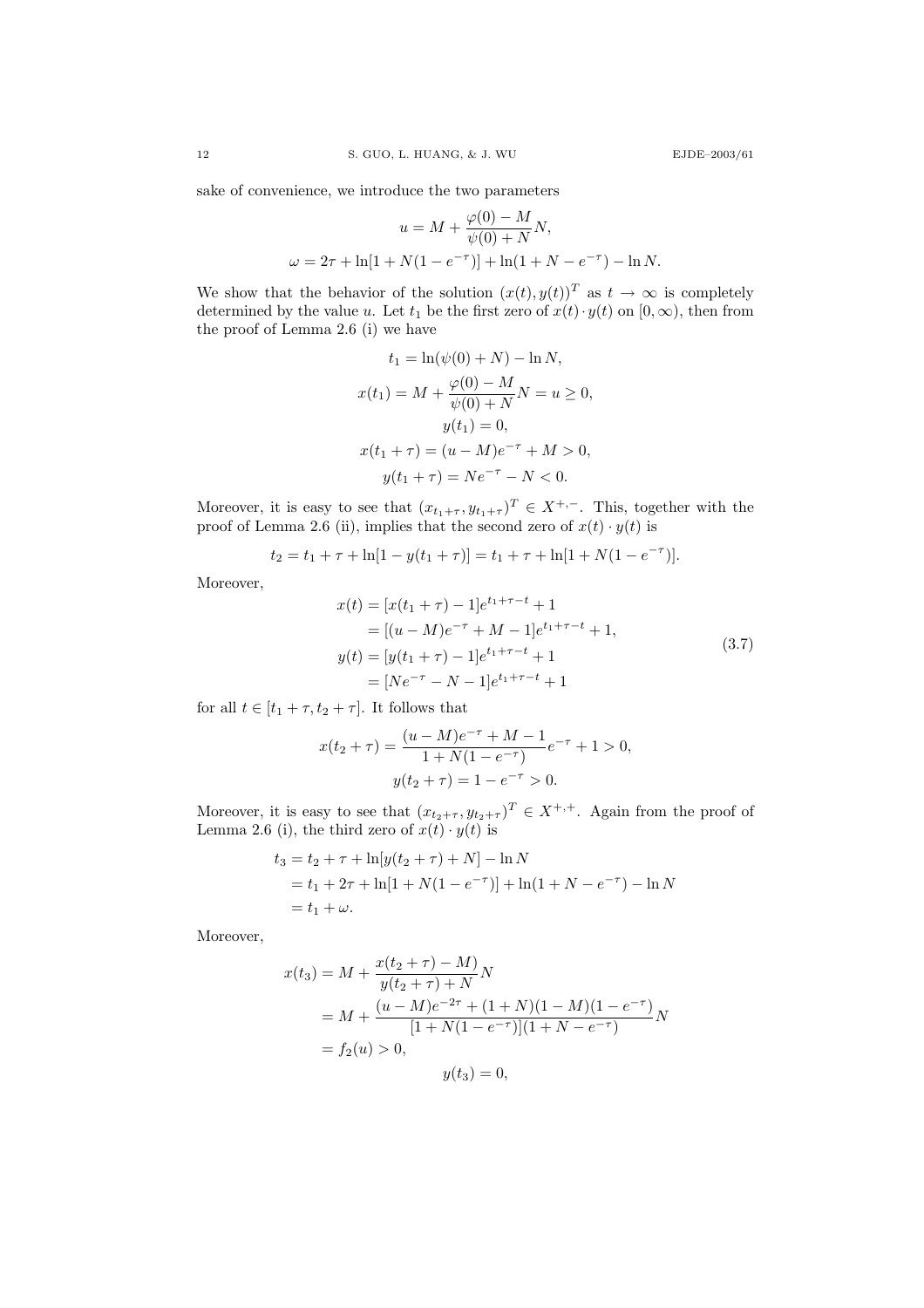sake of convenience, we introduce the two parameters

$$u = M + \frac{\varphi(0) - M}{\psi(0) + N} N,$$

$$\omega = 2\tau + \ln[1 + N(1 - e^{-\tau})] + \ln(1 + N - e^{-\tau}) - \ln N.$$

We show that the behavior of the solution $(x(t), y(t))^T$ as $t \to \infty$ is completely determined by the value $u$. Let $t_1$ be the first zero of $x(t) \cdot y(t)$ on $[0, \infty)$, then from the proof of Lemma 2.6 (i) we have

$$\begin{gathered}
t_1 = \ln(\psi(0) + N) - \ln N, \\
x(t_1) = M + \frac{\varphi(0) - M}{\psi(0) + N} N = u \geq 0, \\
y(t_1) = 0, \\
x(t_1 + \tau) = (u - M)e^{-\tau} + M > 0, \\
y(t_1 + \tau) = Ne^{-\tau} - N < 0.
\end{gathered}$$

Moreover, it is easy to see that $(x_{t_1+\tau}, y_{t_1+\tau})^T \in X^{+,-}$. This, together with the proof of Lemma 2.6 (ii), implies that the second zero of $x(t) \cdot y(t)$ is

$$t_2 = t_1 + \tau + \ln[1 - y(t_1 + \tau)] = t_1 + \tau + \ln[1 + N(1 - e^{-\tau})].$$

Moreover,

$$\begin{aligned}
x(t) &= [x(t_1 + \tau) - 1]e^{t_1 + \tau - t} + 1 \\
&= [(u - M)e^{-\tau} + M - 1]e^{t_1 + \tau - t} + 1, \\
y(t) &= [y(t_1 + \tau) - 1]e^{t_1 + \tau - t} + 1 \\
&= [Ne^{-\tau} - N - 1]e^{t_1 + \tau - t} + 1
\end{aligned} \tag{3.7}$$

for all $t \in [t_1 + \tau, t_2 + \tau]$. It follows that

$$\begin{gathered}
x(t_2 + \tau) = \frac{(u - M)e^{-\tau} + M - 1}{1 + N(1 - e^{-\tau})} e^{-\tau} + 1 > 0, \\
y(t_2 + \tau) = 1 - e^{-\tau} > 0.
\end{gathered}$$

Moreover, it is easy to see that $(x_{t_2+\tau}, y_{t_2+\tau})^T \in X^{+,+}$. Again from the proof of Lemma 2.6 (i), the third zero of $x(t) \cdot y(t)$ is

$$\begin{aligned}
t_3 &= t_2 + \tau + \ln[y(t_2 + \tau) + N] - \ln N \\
&= t_1 + 2\tau + \ln[1 + N(1 - e^{-\tau})] + \ln(1 + N - e^{-\tau}) - \ln N \\
&= t_1 + \omega.
\end{aligned}$$

Moreover,

$$\begin{aligned}
x(t_3) &= M + \frac{x(t_2 + \tau) - M)}{y(t_2 + \tau) + N} N \\
&= M + \frac{(u - M)e^{-2\tau} + (1 + N)(1 - M)(1 - e^{-\tau})}{[1 + N(1 - e^{-\tau})](1 + N - e^{-\tau})} N \\
&= f_2(u) > 0,
\end{aligned}$$

$$y(t_3) = 0,$$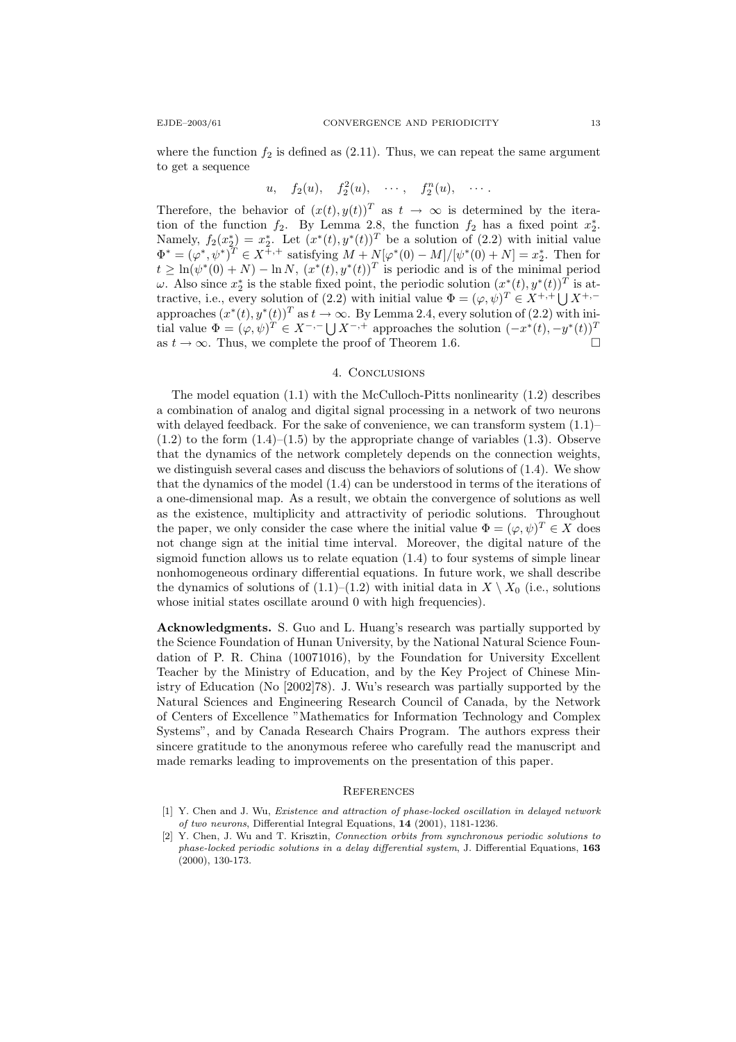where the function $f_2$ is defined as (2.11). Thus, we can repeat the same argument to get a sequence

$$u, \quad f_2(u), \quad f_2^2(u), \quad \cdots, \quad f_2^n(u), \quad \cdots.$$

Therefore, the behavior of $(x(t), y(t))^T$ as $t \to \infty$ is determined by the iteration of the function $f_2$. By Lemma 2.8, the function $f_2$ has a fixed point $x_2^*$. Namely, $f_2(x_2^*) = x_2^*$. Let $(x^*(t), y^*(t))^T$ be a solution of (2.2) with initial value $\Phi^* = (\varphi^*, \psi^*)^T \in X^{+,+}$ satisfying $M + N[\varphi^*(0) - M]/[\psi^*(0) + N] = x_2^*$. Then for $t \geq \ln(\psi^*(0) + N) - \ln N$, $(x^*(t), y^*(t))^T$ is periodic and is of the minimal period $\omega$. Also since $x_2^*$ is the stable fixed point, the periodic solution $(x^*(t), y^*(t))^T$ is attractive, i.e., every solution of (2.2) with initial value $\Phi = (\varphi, \psi)^T \in X^{+,+} \bigcup X^{+,-}$ approaches $(x^*(t), y^*(t))^T$ as $t \to \infty$. By Lemma 2.4, every solution of (2.2) with initial value $\Phi = (\varphi, \psi)^T \in X^{-,-} \bigcup X^{-,+}$ approaches the solution $(-x^*(t), -y^*(t))^T$ as $t \to \infty$. Thus, we complete the proof of Theorem 1.6. $\square$

## 4. Conclusions

The model equation (1.1) with the McCulloch-Pitts nonlinearity (1.2) describes a combination of analog and digital signal processing in a network of two neurons with delayed feedback. For the sake of convenience, we can transform system (1.1)–(1.2) to the form (1.4)–(1.5) by the appropriate change of variables (1.3). Observe that the dynamics of the network completely depends on the connection weights, we distinguish several cases and discuss the behaviors of solutions of (1.4). We show that the dynamics of the model (1.4) can be understood in terms of the iterations of a one-dimensional map. As a result, we obtain the convergence of solutions as well as the existence, multiplicity and attractivity of periodic solutions. Throughout the paper, we only consider the case where the initial value $\Phi = (\varphi, \psi)^T \in X$ does not change sign at the initial time interval. Moreover, the digital nature of the sigmoid function allows us to relate equation (1.4) to four systems of simple linear nonhomogeneous ordinary differential equations. In future work, we shall describe the dynamics of solutions of (1.1)–(1.2) with initial data in $X \setminus X_0$ (i.e., solutions whose initial states oscillate around 0 with high frequencies).

**Acknowledgments.** S. Guo and L. Huang's research was partially supported by the Science Foundation of Hunan University, by the National Natural Science Foundation of P. R. China (10071016), by the Foundation for University Excellent Teacher by the Ministry of Education, and by the Key Project of Chinese Ministry of Education (No [2002]78). J. Wu's research was partially supported by the Natural Sciences and Engineering Research Council of Canada, by the Network of Centers of Excellence "Mathematics for Information Technology and Complex Systems", and by Canada Research Chairs Program. The authors express their sincere gratitude to the anonymous referee who carefully read the manuscript and made remarks leading to improvements on the presentation of this paper.

## References

[1] Y. Chen and J. Wu, *Existence and attraction of phase-locked oscillation in delayed network of two neurons*, Differential Integral Equations, **14** (2001), 1181-1236.

[2] Y. Chen, J. Wu and T. Krisztin, *Connection orbits from synchronous periodic solutions to phase-locked periodic solutions in a delay differential system*, J. Differential Equations, **163** (2000), 130-173.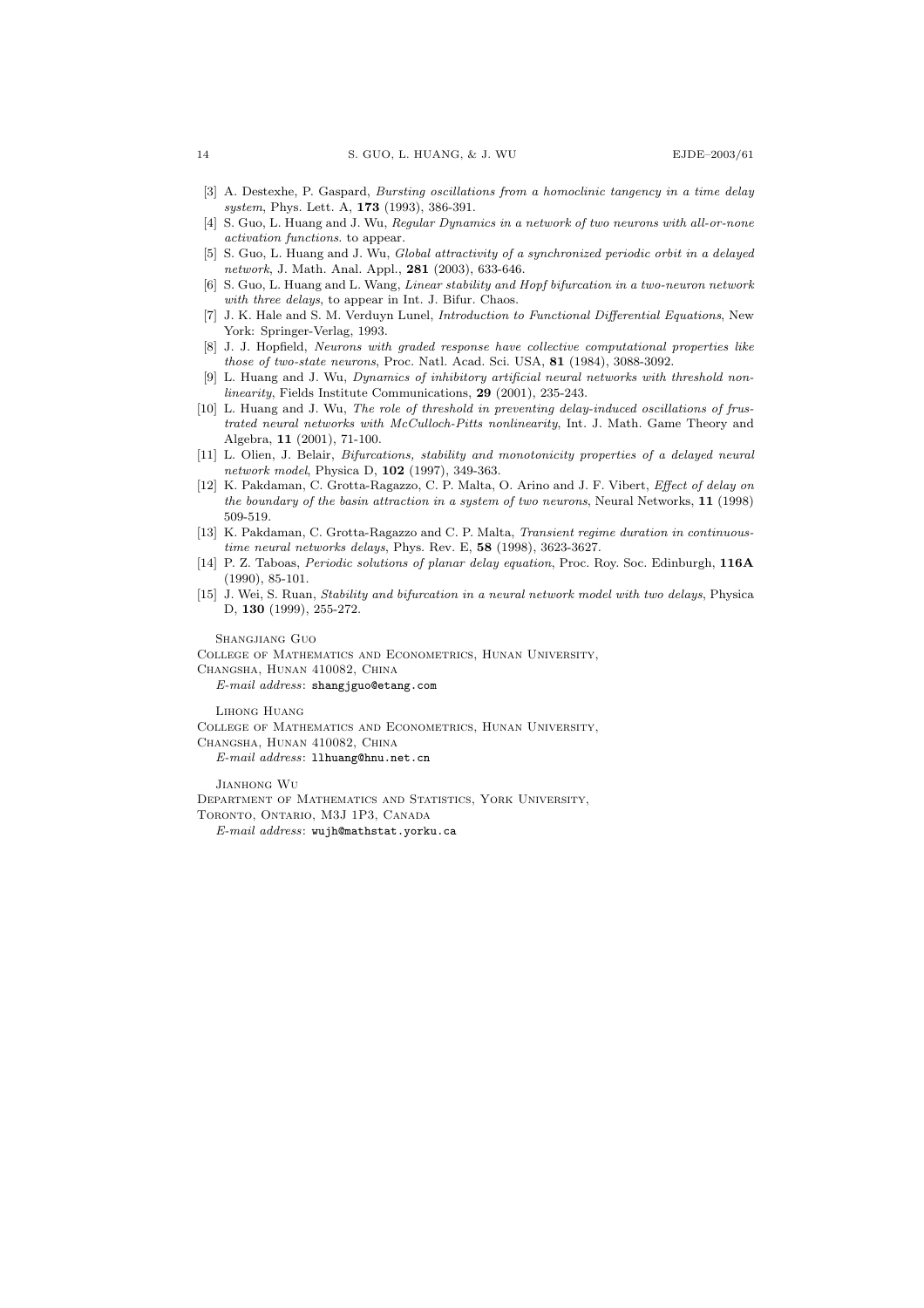[3] A. Destexhe, P. Gaspard, *Bursting oscillations from a homoclinic tangency in a time delay system*, Phys. Lett. A, **173** (1993), 386-391.

[4] S. Guo, L. Huang and J. Wu, *Regular Dynamics in a network of two neurons with all-or-none activation functions*. to appear.

[5] S. Guo, L. Huang and J. Wu, *Global attractivity of a synchronized periodic orbit in a delayed network*, J. Math. Anal. Appl., **281** (2003), 633-646.

[6] S. Guo, L. Huang and L. Wang, *Linear stability and Hopf bifurcation in a two-neuron network with three delays*, to appear in Int. J. Bifur. Chaos.

[7] J. K. Hale and S. M. Verduyn Lunel, *Introduction to Functional Differential Equations*, New York: Springer-Verlag, 1993.

[8] J. J. Hopfield, *Neurons with graded response have collective computational properties like those of two-state neurons*, Proc. Natl. Acad. Sci. USA, **81** (1984), 3088-3092.

[9] L. Huang and J. Wu, *Dynamics of inhibitory artificial neural networks with threshold nonlinearity*, Fields Institute Communications, **29** (2001), 235-243.

[10] L. Huang and J. Wu, *The role of threshold in preventing delay-induced oscillations of frustrated neural networks with McCulloch-Pitts nonlinearity*, Int. J. Math. Game Theory and Algebra, **11** (2001), 71-100.

[11] L. Olien, J. Belair, *Bifurcations, stability and monotonicity properties of a delayed neural network model*, Physica D, **102** (1997), 349-363.

[12] K. Pakdaman, C. Grotta-Ragazzo, C. P. Malta, O. Arino and J. F. Vibert, *Effect of delay on the boundary of the basin attraction in a system of two neurons*, Neural Networks, **11** (1998) 509-519.

[13] K. Pakdaman, C. Grotta-Ragazzo and C. P. Malta, *Transient regime duration in continuous-time neural networks delays*, Phys. Rev. E, **58** (1998), 3623-3627.

[14] P. Z. Taboas, *Periodic solutions of planar delay equation*, Proc. Roy. Soc. Edinburgh, **116A** (1990), 85-101.

[15] J. Wei, S. Ruan, *Stability and bifurcation in a neural network model with two delays*, Physica D, **130** (1999), 255-272.

Shangjiang Guo  
College of Mathematics and Econometrics, Hunan University,  
Changsha, Hunan 410082, China  
*E-mail address*: shangjguo@etang.com

Lihong Huang  
College of Mathematics and Econometrics, Hunan University,  
Changsha, Hunan 410082, China  
*E-mail address*: llhuang@hnu.net.cn

Jianhong Wu  
Department of Mathematics and Statistics, York University,  
Toronto, Ontario, M3J 1P3, Canada  
*E-mail address*: wujh@mathstat.yorku.ca